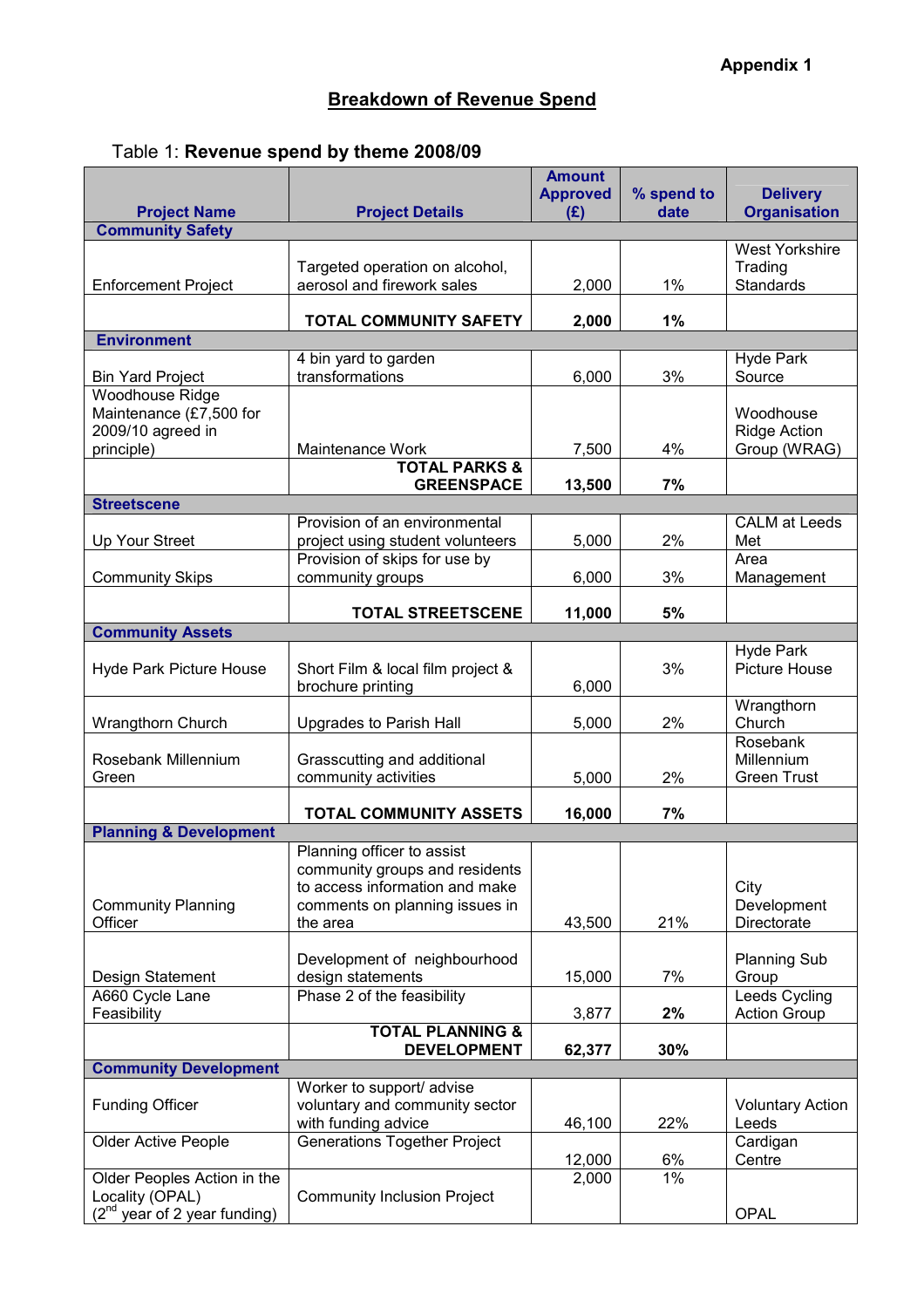**Appendix 1**

## Breakdown of Revenue Spend

Table 1: **Revenue spend by theme 2008/09**

| Project Name | Project Details | Amount Approved (£) | % spend to date | Delivery Organisation |
|---|---|---|---|---|
| **Community Safety** | | | | |
| Enforcement Project | Targeted operation on alcohol, aerosol and firework sales | 2,000 | 1% | West Yorkshire Trading Standards |
| | **TOTAL COMMUNITY SAFETY** | **2,000** | **1%** | |
| **Environment** | | | | |
| Bin Yard Project | 4 bin yard to garden transformations | 6,000 | 3% | Hyde Park Source |
| Woodhouse Ridge Maintenance (£7,500 for 2009/10 agreed in principle) | Maintenance Work | 7,500 | 4% | Woodhouse Ridge Action Group (WRAG) |
| | **TOTAL PARKS & GREENSPACE** | **13,500** | **7%** | |
| **Streetscene** | | | | |
| Up Your Street | Provision of an environmental project using student volunteers | 5,000 | 2% | CALM at Leeds Met |
| Community Skips | Provision of skips for use by community groups | 6,000 | 3% | Area Management |
| | **TOTAL STREETSCENE** | **11,000** | **5%** | |
| **Community Assets** | | | | |
| Hyde Park Picture House | Short Film & local film project & brochure printing | 6,000 | 3% | Hyde Park Picture House |
| Wrangthorn Church | Upgrades to Parish Hall | 5,000 | 2% | Wrangthorn Church |
| Rosebank Millennium Green | Grasscutting and additional community activities | 5,000 | 2% | Rosebank Millennium Green Trust |
| | **TOTAL COMMUNITY ASSETS** | **16,000** | **7%** | |
| **Planning & Development** | | | | |
| Community Planning Officer | Planning officer to assist community groups and residents to access information and make comments on planning issues in the area | 43,500 | 21% | City Development Directorate |
| Design Statement | Development of neighbourhood design statements | 15,000 | 7% | Planning Sub Group |
| A660 Cycle Lane Feasibility | Phase 2 of the feasibility | 3,877 | **2%** | Leeds Cycling Action Group |
| | **TOTAL PLANNING & DEVELOPMENT** | **62,377** | **30%** | |
| **Community Development** | | | | |
| Funding Officer | Worker to support/ advise voluntary and community sector with funding advice | 46,100 | 22% | Voluntary Action Leeds |
| Older Active People | Generations Together Project | 12,000 | 6% | Cardigan Centre |
| Older Peoples Action in the Locality (OPAL) (2nd year of 2 year funding) | Community Inclusion Project | 2,000 | 1% | OPAL |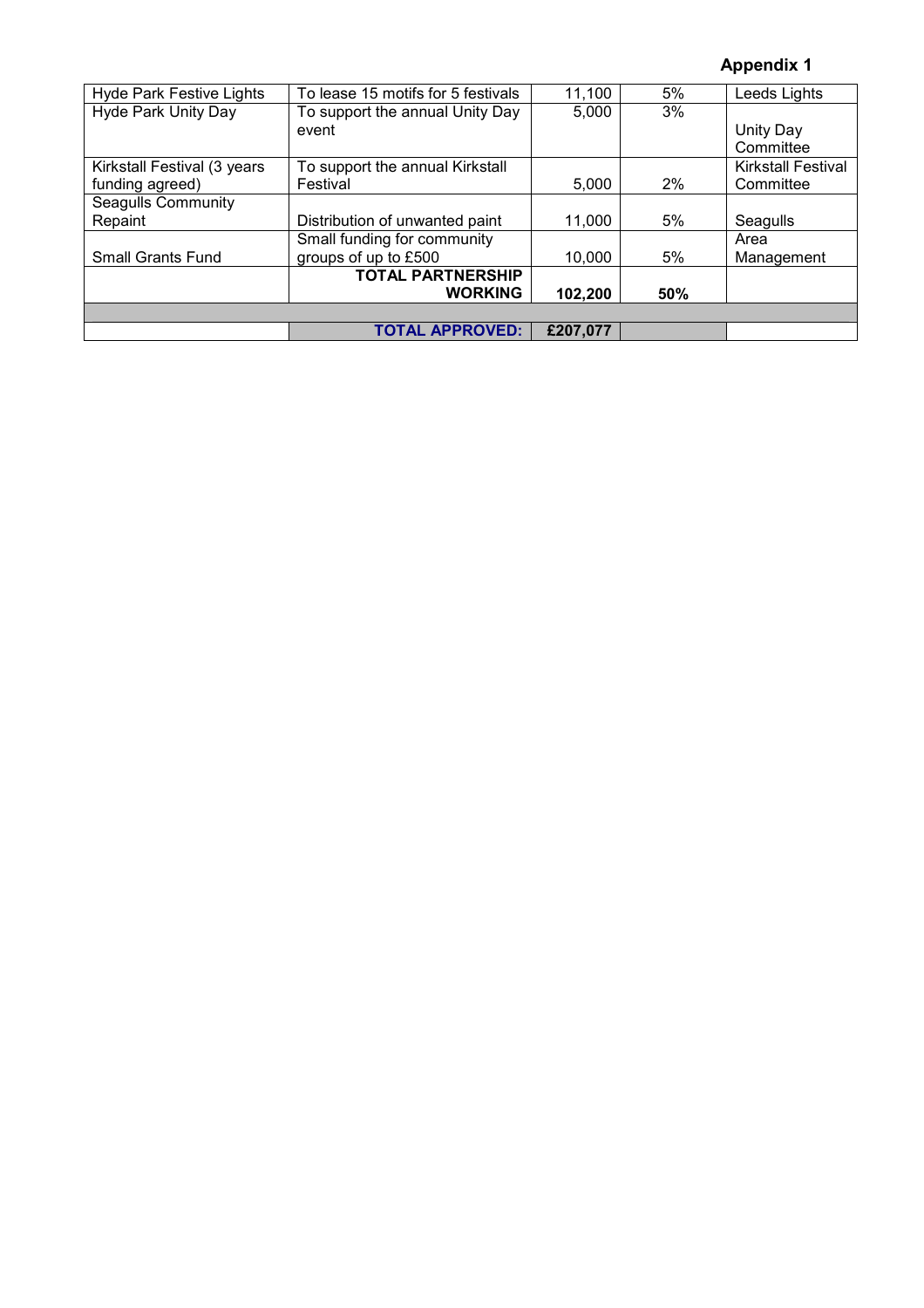**Appendix 1**

| | | | | |
|---|---|---|---|---|
| Hyde Park Festive Lights | To lease 15 motifs for 5 festivals | 11,100 | 5% | Leeds Lights |
| Hyde Park Unity Day | To support the annual Unity Day event | 5,000 | 3% | Unity Day Committee |
| Kirkstall Festival (3 years funding agreed) | To support the annual Kirkstall Festival | 5,000 | 2% | Kirkstall Festival Committee |
| Seagulls Community Repaint | Distribution of unwanted paint | 11,000 | 5% | Seagulls |
| Small Grants Fund | Small funding for community groups of up to £500 | 10,000 | 5% | Area Management |
| | **TOTAL PARTNERSHIP WORKING** | **102,200** | **50%** | |
| | | | | |
| | **TOTAL APPROVED:** | **£207,077** | | |